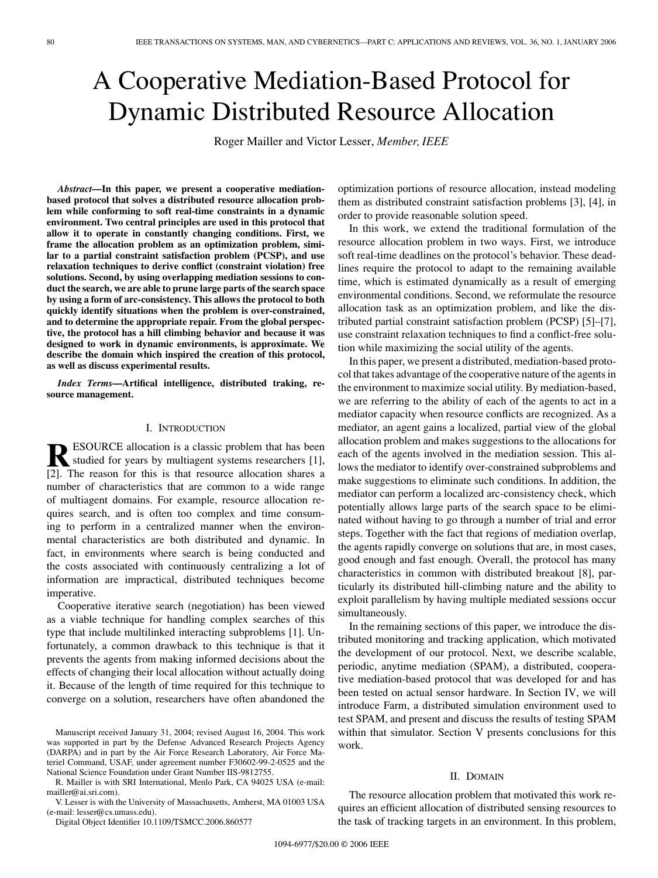# A Cooperative Mediation-Based Protocol for Dynamic Distributed Resource Allocation

Roger Mailler and Victor Lesser, *Member, IEEE*

***Abstract*—In this paper, we present a cooperative mediation-based protocol that solves a distributed resource allocation problem while conforming to soft real-time constraints in a dynamic environment. Two central principles are used in this protocol that allow it to operate in constantly changing conditions. First, we frame the allocation problem as an optimization problem, similar to a partial constraint satisfaction problem (PCSP), and use relaxation techniques to derive conflict (constraint violation) free solutions. Second, by using overlapping mediation sessions to conduct the search, we are able to prune large parts of the search space by using a form of arc-consistency. This allows the protocol to both quickly identify situations when the problem is over-constrained, and to determine the appropriate repair. From the global perspective, the protocol has a hill climbing behavior and because it was designed to work in dynamic environments, is approximate. We describe the domain which inspired the creation of this protocol, as well as discuss experimental results.**

***Index Terms*—Artifical intelligence, distributed traking, resource management.**

## I. Introduction

Resource allocation is a classic problem that has been studied for years by multiagent systems researchers [1], [2]. The reason for this is that resource allocation shares a number of characteristics that are common to a wide range of multiagent domains. For example, resource allocation requires search, and is often too complex and time consuming to perform in a centralized manner when the environmental characteristics are both distributed and dynamic. In fact, in environments where search is being conducted and the costs associated with continuously centralizing a lot of information are impractical, distributed techniques become imperative.

Cooperative iterative search (negotiation) has been viewed as a viable technique for handling complex searches of this type that include multilinked interacting subproblems [1]. Unfortunately, a common drawback to this technique is that it prevents the agents from making informed decisions about the effects of changing their local allocation without actually doing it. Because of the length of time required for this technique to converge on a solution, researchers have often abandoned the optimization portions of resource allocation, instead modeling them as distributed constraint satisfaction problems [3], [4], in order to provide reasonable solution speed.

In this work, we extend the traditional formulation of the resource allocation problem in two ways. First, we introduce soft real-time deadlines on the protocol's behavior. These deadlines require the protocol to adapt to the remaining available time, which is estimated dynamically as a result of emerging environmental conditions. Second, we reformulate the resource allocation task as an optimization problem, and like the distributed partial constraint satisfaction problem (PCSP) [5]–[7], use constraint relaxation techniques to find a conflict-free solution while maximizing the social utility of the agents.

In this paper, we present a distributed, mediation-based protocol that takes advantage of the cooperative nature of the agents in the environment to maximize social utility. By mediation-based, we are referring to the ability of each of the agents to act in a mediator capacity when resource conflicts are recognized. As a mediator, an agent gains a localized, partial view of the global allocation problem and makes suggestions to the allocations for each of the agents involved in the mediation session. This allows the mediator to identify over-constrained subproblems and make suggestions to eliminate such conditions. In addition, the mediator can perform a localized arc-consistency check, which potentially allows large parts of the search space to be eliminated without having to go through a number of trial and error steps. Together with the fact that regions of mediation overlap, the agents rapidly converge on solutions that are, in most cases, good enough and fast enough. Overall, the protocol has many characteristics in common with distributed breakout [8], particularly its distributed hill-climbing nature and the ability to exploit parallelism by having multiple mediated sessions occur simultaneously.

In the remaining sections of this paper, we introduce the distributed monitoring and tracking application, which motivated the development of our protocol. Next, we describe scalable, periodic, anytime mediation (SPAM), a distributed, cooperative mediation-based protocol that was developed for and has been tested on actual sensor hardware. In Section IV, we will introduce Farm, a distributed simulation environment used to test SPAM, and present and discuss the results of testing SPAM within that simulator. Section V presents conclusions for this work.

## II. Domain

The resource allocation problem that motivated this work requires an efficient allocation of distributed sensing resources to the task of tracking targets in an environment. In this problem,

Manuscript received January 31, 2004; revised August 16, 2004. This work was supported in part by the Defense Advanced Research Projects Agency (DARPA) and in part by the Air Force Research Laboratory, Air Force Materiel Command, USAF, under agreement number F30602-99-2-0525 and the National Science Foundation under Grant Number IIS-9812755.

R. Mailler is with SRI International, Menlo Park, CA 94025 USA (e-mail: mailler@ai.sri.com).

V. Lesser is with the University of Massachusetts, Amherst, MA 01003 USA (e-mail: lesser@cs.umass.edu).

Digital Object Identifier 10.1109/TSMCC.2006.860577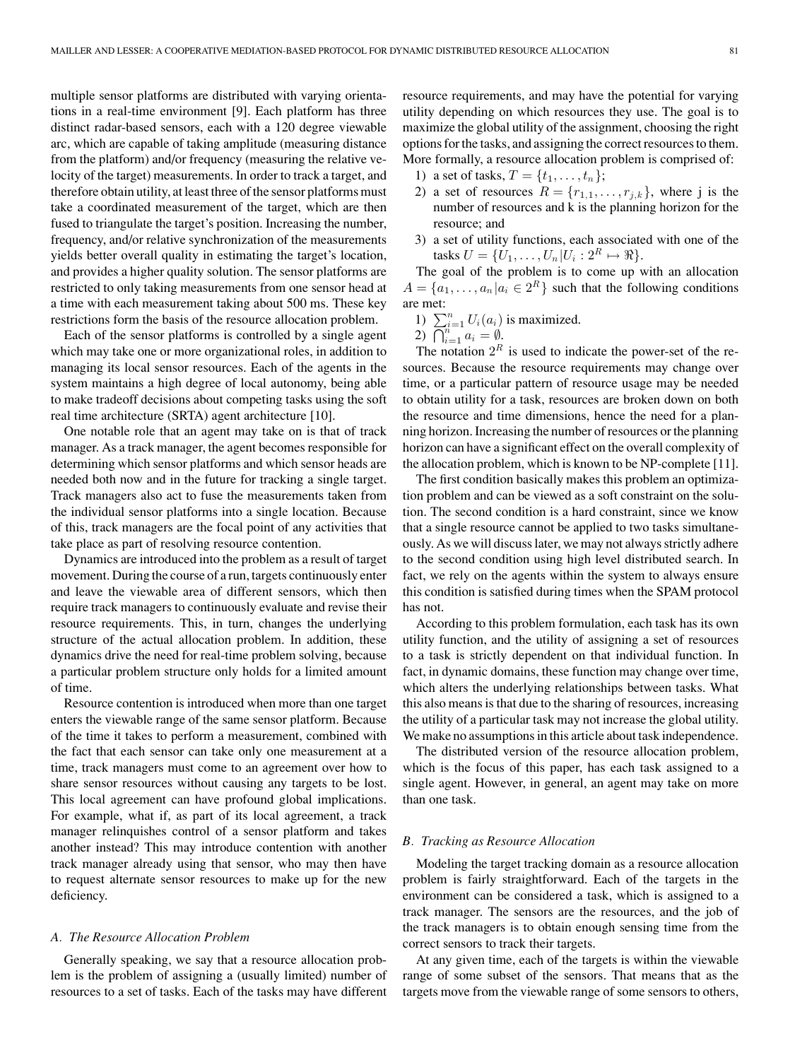multiple sensor platforms are distributed with varying orientations in a real-time environment [9]. Each platform has three distinct radar-based sensors, each with a 120 degree viewable arc, which are capable of taking amplitude (measuring distance from the platform) and/or frequency (measuring the relative velocity of the target) measurements. In order to track a target, and therefore obtain utility, at least three of the sensor platforms must take a coordinated measurement of the target, which are then fused to triangulate the target's position. Increasing the number, frequency, and/or relative synchronization of the measurements yields better overall quality in estimating the target's location, and provides a higher quality solution. The sensor platforms are restricted to only taking measurements from one sensor head at a time with each measurement taking about 500 ms. These key restrictions form the basis of the resource allocation problem.

Each of the sensor platforms is controlled by a single agent which may take one or more organizational roles, in addition to managing its local sensor resources. Each of the agents in the system maintains a high degree of local autonomy, being able to make tradeoff decisions about competing tasks using the soft real time architecture (SRTA) agent architecture [10].

One notable role that an agent may take on is that of track manager. As a track manager, the agent becomes responsible for determining which sensor platforms and which sensor heads are needed both now and in the future for tracking a single target. Track managers also act to fuse the measurements taken from the individual sensor platforms into a single location. Because of this, track managers are the focal point of any activities that take place as part of resolving resource contention.

Dynamics are introduced into the problem as a result of target movement. During the course of a run, targets continuously enter and leave the viewable area of different sensors, which then require track managers to continuously evaluate and revise their resource requirements. This, in turn, changes the underlying structure of the actual allocation problem. In addition, these dynamics drive the need for real-time problem solving, because a particular problem structure only holds for a limited amount of time.

Resource contention is introduced when more than one target enters the viewable range of the same sensor platform. Because of the time it takes to perform a measurement, combined with the fact that each sensor can take only one measurement at a time, track managers must come to an agreement over how to share sensor resources without causing any targets to be lost. This local agreement can have profound global implications. For example, what if, as part of its local agreement, a track manager relinquishes control of a sensor platform and takes another instead? This may introduce contention with another track manager already using that sensor, who may then have to request alternate sensor resources to make up for the new deficiency.

### A. The Resource Allocation Problem

Generally speaking, we say that a resource allocation problem is the problem of assigning a (usually limited) number of resources to a set of tasks. Each of the tasks may have different resource requirements, and may have the potential for varying utility depending on which resources they use. The goal is to maximize the global utility of the assignment, choosing the right options for the tasks, and assigning the correct resources to them. More formally, a resource allocation problem is comprised of:

1) a set of tasks, $T = \{t_1, \ldots, t_n\}$;
2) a set of resources $R = \{r_{1,1}, \ldots, r_{j,k}\}$, where j is the number of resources and k is the planning horizon for the resource; and
3) a set of utility functions, each associated with one of the tasks $U = \{U_1, \ldots, U_n | U_i : 2^R \mapsto \Re\}$.

The goal of the problem is to come up with an allocation $A = \{a_1, \ldots, a_n | a_i \in 2^R\}$ such that the following conditions are met:

1) $\sum_{i=1}^{n} U_i(a_i)$ is maximized.
2) $\bigcap_{i=1}^{n} a_i = \emptyset$.

The notation $2^R$ is used to indicate the power-set of the resources. Because the resource requirements may change over time, or a particular pattern of resource usage may be needed to obtain utility for a task, resources are broken down on both the resource and time dimensions, hence the need for a planning horizon. Increasing the number of resources or the planning horizon can have a significant effect on the overall complexity of the allocation problem, which is known to be NP-complete [11].

The first condition basically makes this problem an optimization problem and can be viewed as a soft constraint on the solution. The second condition is a hard constraint, since we know that a single resource cannot be applied to two tasks simultaneously. As we will discuss later, we may not always strictly adhere to the second condition using high level distributed search. In fact, we rely on the agents within the system to always ensure this condition is satisfied during times when the SPAM protocol has not.

According to this problem formulation, each task has its own utility function, and the utility of assigning a set of resources to a task is strictly dependent on that individual function. In fact, in dynamic domains, these function may change over time, which alters the underlying relationships between tasks. What this also means is that due to the sharing of resources, increasing the utility of a particular task may not increase the global utility. We make no assumptions in this article about task independence.

The distributed version of the resource allocation problem, which is the focus of this paper, has each task assigned to a single agent. However, in general, an agent may take on more than one task.

### B. Tracking as Resource Allocation

Modeling the target tracking domain as a resource allocation problem is fairly straightforward. Each of the targets in the environment can be considered a task, which is assigned to a track manager. The sensors are the resources, and the job of the track managers is to obtain enough sensing time from the correct sensors to track their targets.

At any given time, each of the targets is within the viewable range of some subset of the sensors. That means that as the targets move from the viewable range of some sensors to others,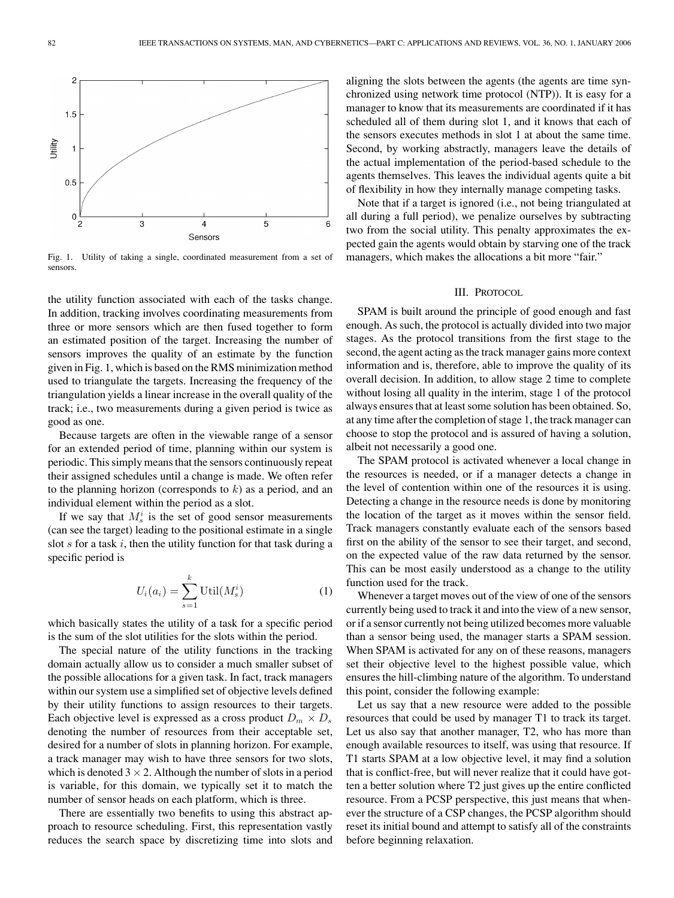Fig. 1. Utility of taking a single, coordinated measurement from a set of sensors.

the utility function associated with each of the tasks change. In addition, tracking involves coordinating measurements from three or more sensors which are then fused together to form an estimated position of the target. Increasing the number of sensors improves the quality of an estimate by the function given in Fig. 1, which is based on the RMS minimization method used to triangulate the targets. Increasing the frequency of the triangulation yields a linear increase in the overall quality of the track; i.e., two measurements during a given period is twice as good as one.

Because targets are often in the viewable range of a sensor for an extended period of time, planning within our system is periodic. This simply means that the sensors continuously repeat their assigned schedules until a change is made. We often refer to the planning horizon (corresponds to $k$) as a period, and an individual element within the period as a slot.

If we say that $M_s^i$ is the set of good sensor measurements (can see the target) leading to the positional estimate in a single slot $s$ for a task $i$, then the utility function for that task during a specific period is

$$U_i(a_i) = \sum_{s=1}^{k} \text{Util}(M_s^i) \tag{1}$$

which basically states the utility of a task for a specific period is the sum of the slot utilities for the slots within the period.

The special nature of the utility functions in the tracking domain actually allow us to consider a much smaller subset of the possible allocations for a given task. In fact, track managers within our system use a simplified set of objective levels defined by their utility functions to assign resources to their targets. Each objective level is expressed as a cross product $D_m \times D_s$ denoting the number of resources from their acceptable set, desired for a number of slots in planning horizon. For example, a track manager may wish to have three sensors for two slots, which is denoted $3 \times 2$. Although the number of slots in a period is variable, for this domain, we typically set it to match the number of sensor heads on each platform, which is three.

There are essentially two benefits to using this abstract approach to resource scheduling. First, this representation vastly reduces the search space by discretizing time into slots and aligning the slots between the agents (the agents are time synchronized using network time protocol (NTP)). It is easy for a manager to know that its measurements are coordinated if it has scheduled all of them during slot 1, and it knows that each of the sensors executes methods in slot 1 at about the same time. Second, by working abstractly, managers leave the details of the actual implementation of the period-based schedule to the agents themselves. This leaves the individual agents quite a bit of flexibility in how they internally manage competing tasks.

Note that if a target is ignored (i.e., not being triangulated at all during a full period), we penalize ourselves by subtracting two from the social utility. This penalty approximates the expected gain the agents would obtain by starving one of the track managers, which makes the allocations a bit more "fair."

## III. Protocol

SPAM is built around the principle of good enough and fast enough. As such, the protocol is actually divided into two major stages. As the protocol transitions from the first stage to the second, the agent acting as the track manager gains more context information and is, therefore, able to improve the quality of its overall decision. In addition, to allow stage 2 time to complete without losing all quality in the interim, stage 1 of the protocol always ensures that at least some solution has been obtained. So, at any time after the completion of stage 1, the track manager can choose to stop the protocol and is assured of having a solution, albeit not necessarily a good one.

The SPAM protocol is activated whenever a local change in the resources is needed, or if a manager detects a change in the level of contention within one of the resources it is using. Detecting a change in the resource needs is done by monitoring the location of the target as it moves within the sensor field. Track managers constantly evaluate each of the sensors based first on the ability of the sensor to see their target, and second, on the expected value of the raw data returned by the sensor. This can be most easily understood as a change to the utility function used for the track.

Whenever a target moves out of the view of one of the sensors currently being used to track it and into the view of a new sensor, or if a sensor currently not being utilized becomes more valuable than a sensor being used, the manager starts a SPAM session. When SPAM is activated for any on of these reasons, managers set their objective level to the highest possible value, which ensures the hill-climbing nature of the algorithm. To understand this point, consider the following example:

Let us say that a new resource were added to the possible resources that could be used by manager T1 to track its target. Let us also say that another manager, T2, who has more than enough available resources to itself, was using that resource. If T1 starts SPAM at a low objective level, it may find a solution that is conflict-free, but will never realize that it could have gotten a better solution where T2 just gives up the entire conflicted resource. From a PCSP perspective, this just means that whenever the structure of a CSP changes, the PCSP algorithm should reset its initial bound and attempt to satisfy all of the constraints before beginning relaxation.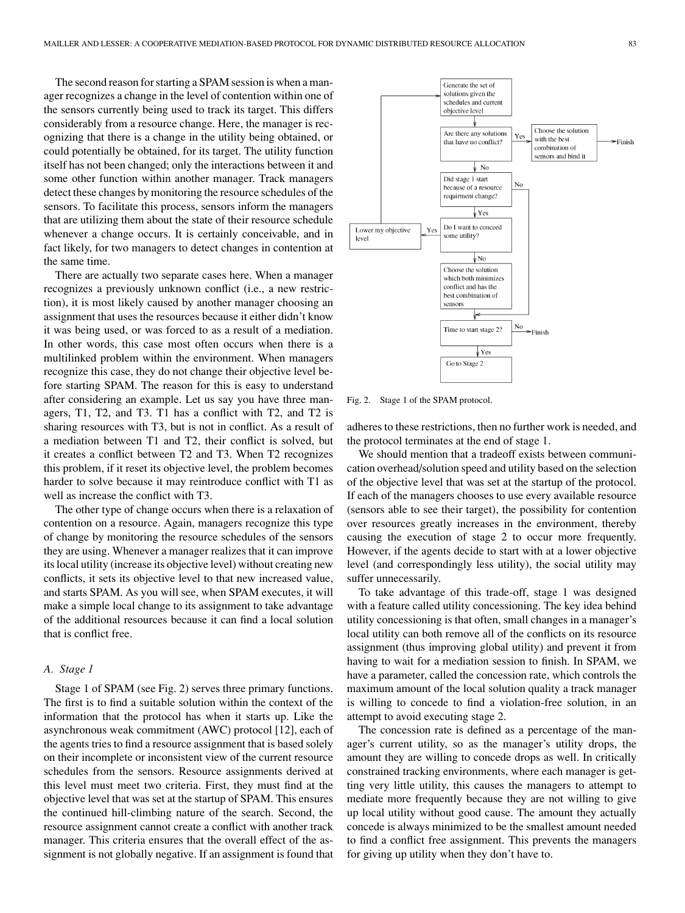The second reason for starting a SPAM session is when a manager recognizes a change in the level of contention within one of the sensors currently being used to track its target. This differs considerably from a resource change. Here, the manager is recognizing that there is a change in the utility being obtained, or could potentially be obtained, for its target. The utility function itself has not been changed; only the interactions between it and some other function within another manager. Track managers detect these changes by monitoring the resource schedules of the sensors. To facilitate this process, sensors inform the managers that are utilizing them about the state of their resource schedule whenever a change occurs. It is certainly conceivable, and in fact likely, for two managers to detect changes in contention at the same time.

There are actually two separate cases here. When a manager recognizes a previously unknown conflict (i.e., a new restriction), it is most likely caused by another manager choosing an assignment that uses the resources because it either didn't know it was being used, or was forced to as a result of a mediation. In other words, this case most often occurs when there is a multilinked problem within the environment. When managers recognize this case, they do not change their objective level before starting SPAM. The reason for this is easy to understand after considering an example. Let us say you have three managers, T1, T2, and T3. T1 has a conflict with T2, and T2 is sharing resources with T3, but is not in conflict. As a result of a mediation between T1 and T2, their conflict is solved, but it creates a conflict between T2 and T3. When T2 recognizes this problem, if it reset its objective level, the problem becomes harder to solve because it may reintroduce conflict with T1 as well as increase the conflict with T3.

The other type of change occurs when there is a relaxation of contention on a resource. Again, managers recognize this type of change by monitoring the resource schedules of the sensors they are using. Whenever a manager realizes that it can improve its local utility (increase its objective level) without creating new conflicts, it sets its objective level to that new increased value, and starts SPAM. As you will see, when SPAM executes, it will make a simple local change to its assignment to take advantage of the additional resources because it can find a local solution that is conflict free.

### A. Stage 1

Stage 1 of SPAM (see Fig. 2) serves three primary functions. The first is to find a suitable solution within the context of the information that the protocol has when it starts up. Like the asynchronous weak commitment (AWC) protocol [12], each of the agents tries to find a resource assignment that is based solely on their incomplete or inconsistent view of the current resource schedules from the sensors. Resource assignments derived at this level must meet two criteria. First, they must find at the objective level that was set at the startup of SPAM. This ensures the continued hill-climbing nature of the search. Second, the resource assignment cannot create a conflict with another track manager. This criteria ensures that the overall effect of the assignment is not globally negative. If an assignment is found that adheres to these restrictions, then no further work is needed, and the protocol terminates at the end of stage 1.

Generate the set of solutions given the schedules and current objective level → Are there any solutions that have no conflict? — Yes → Choose the solution with the best combination of sensors and bind it → Finish; No → Did stage 1 start because of a resource requirment change? — No → Time to start stage 2?; Yes → Do I want to conceed some utility? — Yes → Lower my objective level → (back to Generate); No → Choose the solution which both minimizes conflict and has the best combination of sensors → Time to start stage 2? — No → Finish; Yes → Go to Stage 2

Fig. 2. Stage 1 of the SPAM protocol.

We should mention that a tradeoff exists between communication overhead/solution speed and utility based on the selection of the objective level that was set at the startup of the protocol. If each of the managers chooses to use every available resource (sensors able to see their target), the possibility for contention over resources greatly increases in the environment, thereby causing the execution of stage 2 to occur more frequently. However, if the agents decide to start with at a lower objective level (and correspondingly less utility), the social utility may suffer unnecessarily.

To take advantage of this trade-off, stage 1 was designed with a feature called utility concessioning. The key idea behind utility concessioning is that often, small changes in a manager's local utility can both remove all of the conflicts on its resource assignment (thus improving global utility) and prevent it from having to wait for a mediation session to finish. In SPAM, we have a parameter, called the concession rate, which controls the maximum amount of the local solution quality a track manager is willing to concede to find a violation-free solution, in an attempt to avoid executing stage 2.

The concession rate is defined as a percentage of the manager's current utility, so as the manager's utility drops, the amount they are willing to concede drops as well. In critically constrained tracking environments, where each manager is getting very little utility, this causes the managers to attempt to mediate more frequently because they are not willing to give up local utility without good cause. The amount they actually concede is always minimized to be the smallest amount needed to find a conflict free assignment. This prevents the managers for giving up utility when they don't have to.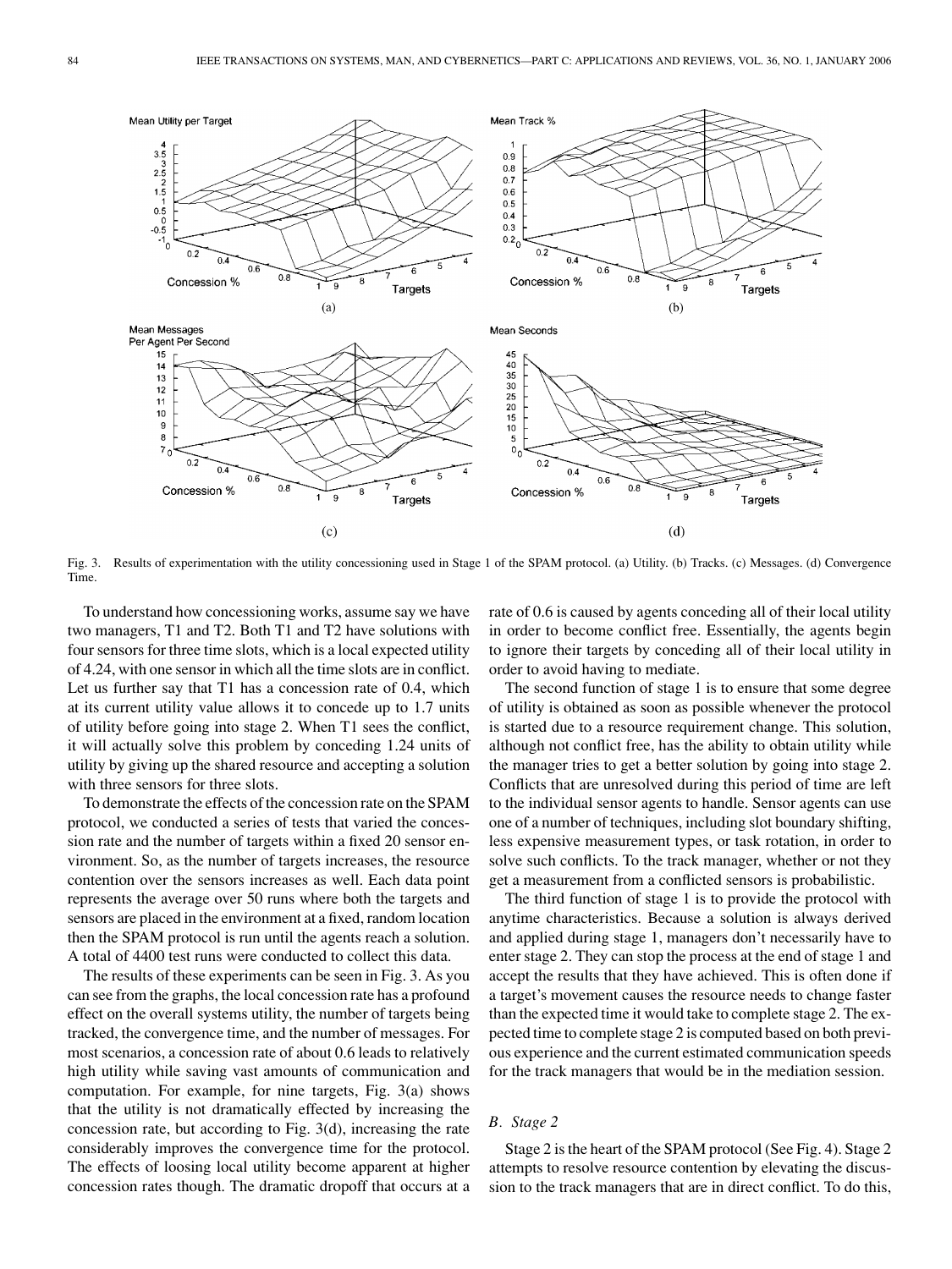Fig. 3. Results of experimentation with the utility concessioning used in Stage 1 of the SPAM protocol. (a) Utility. (b) Tracks. (c) Messages. (d) Convergence Time.

To understand how concessioning works, assume say we have two managers, T1 and T2. Both T1 and T2 have solutions with four sensors for three time slots, which is a local expected utility of 4.24, with one sensor in which all the time slots are in conflict. Let us further say that T1 has a concession rate of 0.4, which at its current utility value allows it to concede up to 1.7 units of utility before going into stage 2. When T1 sees the conflict, it will actually solve this problem by conceding 1.24 units of utility by giving up the shared resource and accepting a solution with three sensors for three slots.

To demonstrate the effects of the concession rate on the SPAM protocol, we conducted a series of tests that varied the concession rate and the number of targets within a fixed 20 sensor environment. So, as the number of targets increases, the resource contention over the sensors increases as well. Each data point represents the average over 50 runs where both the targets and sensors are placed in the environment at a fixed, random location then the SPAM protocol is run until the agents reach a solution. A total of 4400 test runs were conducted to collect this data.

The results of these experiments can be seen in Fig. 3. As you can see from the graphs, the local concession rate has a profound effect on the overall systems utility, the number of targets being tracked, the convergence time, and the number of messages. For most scenarios, a concession rate of about 0.6 leads to relatively high utility while saving vast amounts of communication and computation. For example, for nine targets, Fig. 3(a) shows that the utility is not dramatically effected by increasing the concession rate, but according to Fig. 3(d), increasing the rate considerably improves the convergence time for the protocol. The effects of loosing local utility become apparent at higher concession rates though. The dramatic dropoff that occurs at a rate of 0.6 is caused by agents conceding all of their local utility in order to become conflict free. Essentially, the agents begin to ignore their targets by conceding all of their local utility in order to avoid having to mediate.

The second function of stage 1 is to ensure that some degree of utility is obtained as soon as possible whenever the protocol is started due to a resource requirement change. This solution, although not conflict free, has the ability to obtain utility while the manager tries to get a better solution by going into stage 2. Conflicts that are unresolved during this period of time are left to the individual sensor agents to handle. Sensor agents can use one of a number of techniques, including slot boundary shifting, less expensive measurement types, or task rotation, in order to solve such conflicts. To the track manager, whether or not they get a measurement from a conflicted sensors is probabilistic.

The third function of stage 1 is to provide the protocol with anytime characteristics. Because a solution is always derived and applied during stage 1, managers don't necessarily have to enter stage 2. They can stop the process at the end of stage 1 and accept the results that they have achieved. This is often done if a target's movement causes the resource needs to change faster than the expected time it would take to complete stage 2. The expected time to complete stage 2 is computed based on both previous experience and the current estimated communication speeds for the track managers that would be in the mediation session.

### *B. Stage 2*

Stage 2 is the heart of the SPAM protocol (See Fig. 4). Stage 2 attempts to resolve resource contention by elevating the discussion to the track managers that are in direct conflict. To do this,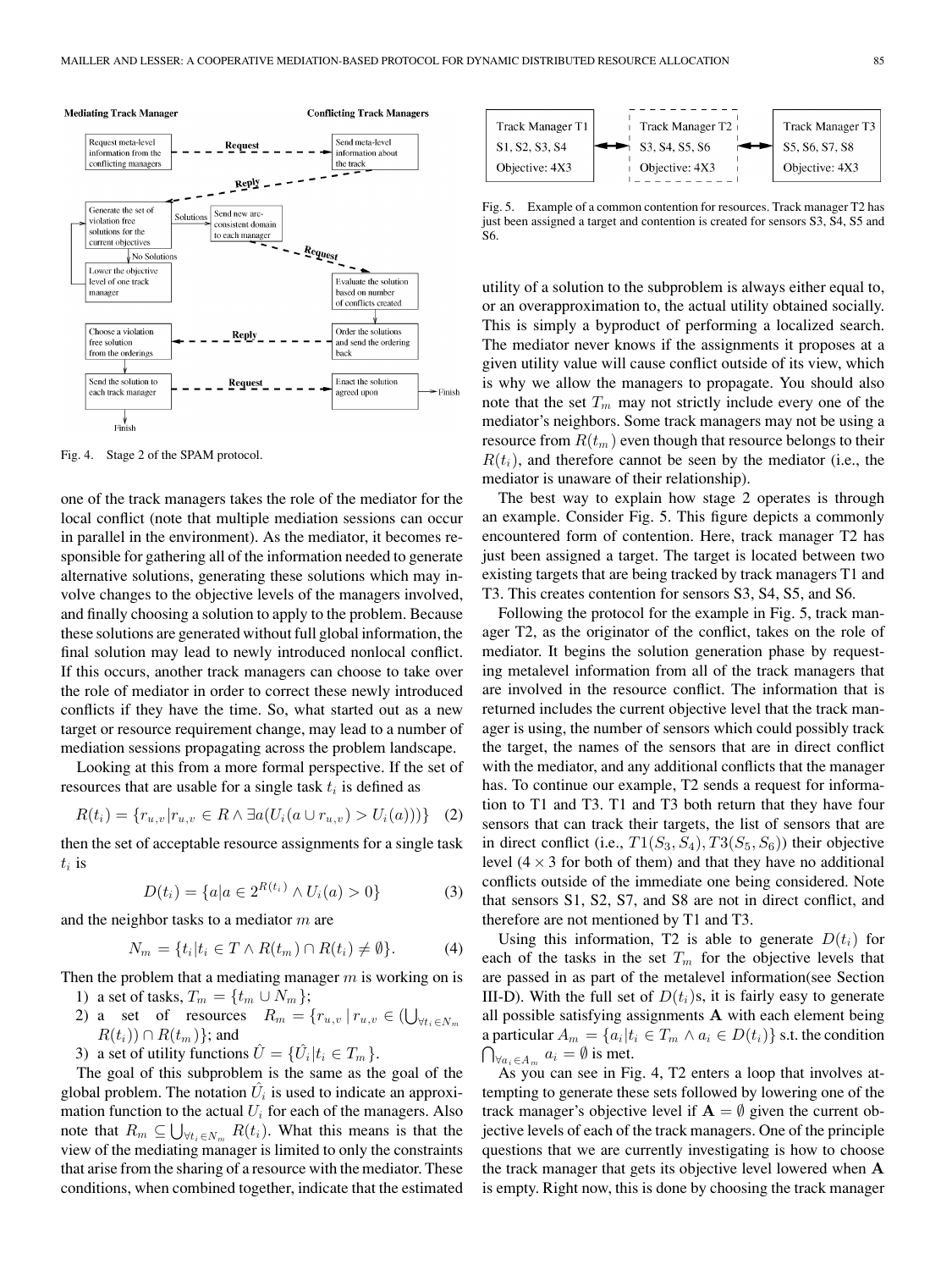Fig. 4. Stage 2 of the SPAM protocol.

Fig. 5. Example of a common contention for resources. Track manager T2 has just been assigned a target and contention is created for sensors S3, S4, S5 and S6.

one of the track managers takes the role of the mediator for the local conflict (note that multiple mediation sessions can occur in parallel in the environment). As the mediator, it becomes responsible for gathering all of the information needed to generate alternative solutions, generating these solutions which may involve changes to the objective levels of the managers involved, and finally choosing a solution to apply to the problem. Because these solutions are generated without full global information, the final solution may lead to newly introduced nonlocal conflict. If this occurs, another track managers can choose to take over the role of mediator in order to correct these newly introduced conflicts if they have the time. So, what started out as a new target or resource requirement change, may lead to a number of mediation sessions propagating across the problem landscape.

Looking at this from a more formal perspective. If the set of resources that are usable for a single task $t_i$ is defined as

$$R(t_i) = \{r_{u,v} | r_{u,v} \in R \wedge \exists a(U_i(a \cup r_{u,v}) > U_i(a))\} \quad (2)$$

then the set of acceptable resource assignments for a single task $t_i$ is

$$D(t_i) = \{a | a \in 2^{R(t_i)} \wedge U_i(a) > 0\} \quad (3)$$

and the neighbor tasks to a mediator $m$ are

$$N_m = \{t_i | t_i \in T \wedge R(t_m) \cap R(t_i) \neq \emptyset\}. \quad (4)$$

Then the problem that a mediating manager $m$ is working on is

1) a set of tasks, $T_m = \{t_m \cup N_m\}$;
2) a set of resources $R_m = \{r_{u,v} \mid r_{u,v} \in (\bigcup_{\forall t_i \in N_m} R(t_i)) \cap R(t_m)\}$; and
3) a set of utility functions $\hat{U} = \{\hat{U}_i | t_i \in T_m\}$.

The goal of this subproblem is the same as the goal of the global problem. The notation $\hat{U}_i$ is used to indicate an approximation function to the actual $U_i$ for each of the managers. Also note that $R_m \subseteq \bigcup_{\forall t_i \in N_m} R(t_i)$. What this means is that the view of the mediating manager is limited to only the constraints that arise from the sharing of a resource with the mediator. These conditions, when combined together, indicate that the estimated utility of a solution to the subproblem is always either equal to, or an overapproximation to, the actual utility obtained socially. This is simply a byproduct of performing a localized search. The mediator never knows if the assignments it proposes at a given utility value will cause conflict outside of its view, which is why we allow the managers to propagate. You should also note that the set $T_m$ may not strictly include every one of the mediator's neighbors. Some track managers may not be using a resource from $R(t_m)$ even though that resource belongs to their $R(t_i)$, and therefore cannot be seen by the mediator (i.e., the mediator is unaware of their relationship).

The best way to explain how stage 2 operates is through an example. Consider Fig. 5. This figure depicts a commonly encountered form of contention. Here, track manager T2 has just been assigned a target. The target is located between two existing targets that are being tracked by track managers T1 and T3. This creates contention for sensors S3, S4, S5, and S6.

Following the protocol for the example in Fig. 5, track manager T2, as the originator of the conflict, takes on the role of mediator. It begins the solution generation phase by requesting metalevel information from all of the track managers that are involved in the resource conflict. The information that is returned includes the current objective level that the track manager is using, the number of sensors which could possibly track the target, the names of the sensors that are in direct conflict with the mediator, and any additional conflicts that the manager has. To continue our example, T2 sends a request for information to T1 and T3. T1 and T3 both return that they have four sensors that can track their targets, the list of sensors that are in direct conflict (i.e., $T1(S_3, S_4), T3(S_5, S_6)$) their objective level ($4 \times 3$ for both of them) and that they have no additional conflicts outside of the immediate one being considered. Note that sensors S1, S2, S7, and S8 are not in direct conflict, and therefore are not mentioned by T1 and T3.

Using this information, T2 is able to generate $D(t_i)$ for each of the tasks in the set $T_m$ for the objective levels that are passed in as part of the metalevel information(see Section III-D). With the full set of $D(t_i)$s, it is fairly easy to generate all possible satisfying assignments $\mathbf{A}$ with each element being a particular $A_m = \{a_i | t_i \in T_m \wedge a_i \in D(t_i)\}$ s.t. the condition $\bigcap_{\forall a_i \in A_m} a_i = \emptyset$ is met.

As you can see in Fig. 4, T2 enters a loop that involves attempting to generate these sets followed by lowering one of the track manager's objective level if $\mathbf{A} = \emptyset$ given the current objective levels of each of the track managers. One of the principle questions that we are currently investigating is how to choose the track manager that gets its objective level lowered when $\mathbf{A}$ is empty. Right now, this is done by choosing the track manager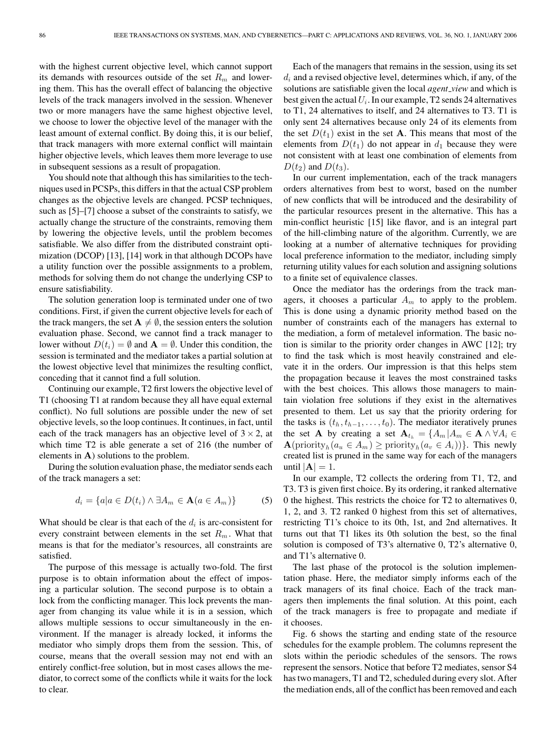with the highest current objective level, which cannot support its demands with resources outside of the set $R_m$ and lowering them. This has the overall effect of balancing the objective levels of the track managers involved in the session. Whenever two or more managers have the same highest objective level, we choose to lower the objective level of the manager with the least amount of external conflict. By doing this, it is our belief, that track managers with more external conflict will maintain higher objective levels, which leaves them more leverage to use in subsequent sessions as a result of propagation.

You should note that although this has similarities to the techniques used in PCSPs, this differs in that the actual CSP problem changes as the objective levels are changed. PCSP techniques, such as [5]–[7] choose a subset of the constraints to satisfy, we actually change the structure of the constraints, removing them by lowering the objective levels, until the problem becomes satisfiable. We also differ from the distributed constraint optimization (DCOP) [13], [14] work in that although DCOPs have a utility function over the possible assignments to a problem, methods for solving them do not change the underlying CSP to ensure satisfiability.

The solution generation loop is terminated under one of two conditions. First, if given the current objective levels for each of the track mangers, the set $\mathbf{A} \neq \emptyset$, the session enters the solution evaluation phase. Second, we cannot find a track manager to lower without $D(t_i) = \emptyset$ and $\mathbf{A} = \emptyset$. Under this condition, the session is terminated and the mediator takes a partial solution at the lowest objective level that minimizes the resulting conflict, conceding that it cannot find a full solution.

Continuing our example, T2 first lowers the objective level of T1 (choosing T1 at random because they all have equal external conflict). No full solutions are possible under the new of set objective levels, so the loop continues. It continues, in fact, until each of the track managers has an objective level of $3 \times 2$, at which time T2 is able generate a set of 216 (the number of elements in $\mathbf{A}$) solutions to the problem.

During the solution evaluation phase, the mediator sends each of the track managers a set:

$$d_i = \{a | a \in D(t_i) \wedge \exists A_m \in \mathbf{A}(a \in A_m)\} \tag{5}$$

What should be clear is that each of the $d_i$ is arc-consistent for every constraint between elements in the set $R_m$. What that means is that for the mediator's resources, all constraints are satisfied.

The purpose of this message is actually two-fold. The first purpose is to obtain information about the effect of imposing a particular solution. The second purpose is to obtain a lock from the conflicting manager. This lock prevents the manager from changing its value while it is in a session, which allows multiple sessions to occur simultaneously in the environment. If the manager is already locked, it informs the mediator who simply drops them from the session. This, of course, means that the overall session may not end with an entirely conflict-free solution, but in most cases allows the mediator, to correct some of the conflicts while it waits for the lock to clear.

Each of the managers that remains in the session, using its set $d_i$ and a revised objective level, determines which, if any, of the solutions are satisfiable given the local *agent_view* and which is best given the actual $U_i$. In our example, T2 sends 24 alternatives to T1, 24 alternatives to itself, and 24 alternatives to T3. T1 is only sent 24 alternatives because only 24 of its elements from the set $D(t_1)$ exist in the set $\mathbf{A}$. This means that most of the elements from $D(t_1)$ do not appear in $d_1$ because they were not consistent with at least one combination of elements from $D(t_2)$ and $D(t_3)$.

In our current implementation, each of the track managers orders alternatives from best to worst, based on the number of new conflicts that will be introduced and the desirability of the particular resources present in the alternative. This has a min-conflict heuristic [15] like flavor, and is an integral part of the hill-climbing nature of the algorithm. Currently, we are looking at a number of alternative techniques for providing local preference information to the mediator, including simply returning utility values for each solution and assigning solutions to a finite set of equivalence classes.

Once the mediator has the orderings from the track managers, it chooses a particular $A_m$ to apply to the problem. This is done using a dynamic priority method based on the number of constraints each of the managers has external to the mediation, a form of metalevel information. The basic notion is similar to the priority order changes in AWC [12]; try to find the task which is most heavily constrained and elevate it in the orders. Our impression is that this helps stem the propagation because it leaves the most constrained tasks with the best choices. This allows those managers to maintain violation free solutions if they exist in the alternatives presented to them. Let us say that the priority ordering for the tasks is $(t_h, t_{h-1}, \ldots, t_0)$. The mediator iteratively prunes the set $\mathbf{A}$ by creating a set $\mathbf{A}_{t_h} = \{A_m | A_m \in \mathbf{A} \wedge \forall A_i \in \mathbf{A}(\text{priority}_h(a_u \in A_m) \geq \text{priority}_h(a_v \in A_i))\}$. This newly created list is pruned in the same way for each of the managers until $|\mathbf{A}| = 1$.

In our example, T2 collects the ordering from T1, T2, and T3. T3 is given first choice. By its ordering, it ranked alternative 0 the highest. This restricts the choice for T2 to alternatives 0, 1, 2, and 3. T2 ranked 0 highest from this set of alternatives, restricting T1's choice to its 0th, 1st, and 2nd alternatives. It turns out that T1 likes its 0th solution the best, so the final solution is composed of T3's alternative 0, T2's alternative 0, and T1's alternative 0.

The last phase of the protocol is the solution implementation phase. Here, the mediator simply informs each of the track managers of its final choice. Each of the track managers then implements the final solution. At this point, each of the track managers is free to propagate and mediate if it chooses.

Fig. 6 shows the starting and ending state of the resource schedules for the example problem. The columns represent the slots within the periodic schedules of the sensors. The rows represent the sensors. Notice that before T2 mediates, sensor S4 has two managers, T1 and T2, scheduled during every slot. After the mediation ends, all of the conflict has been removed and each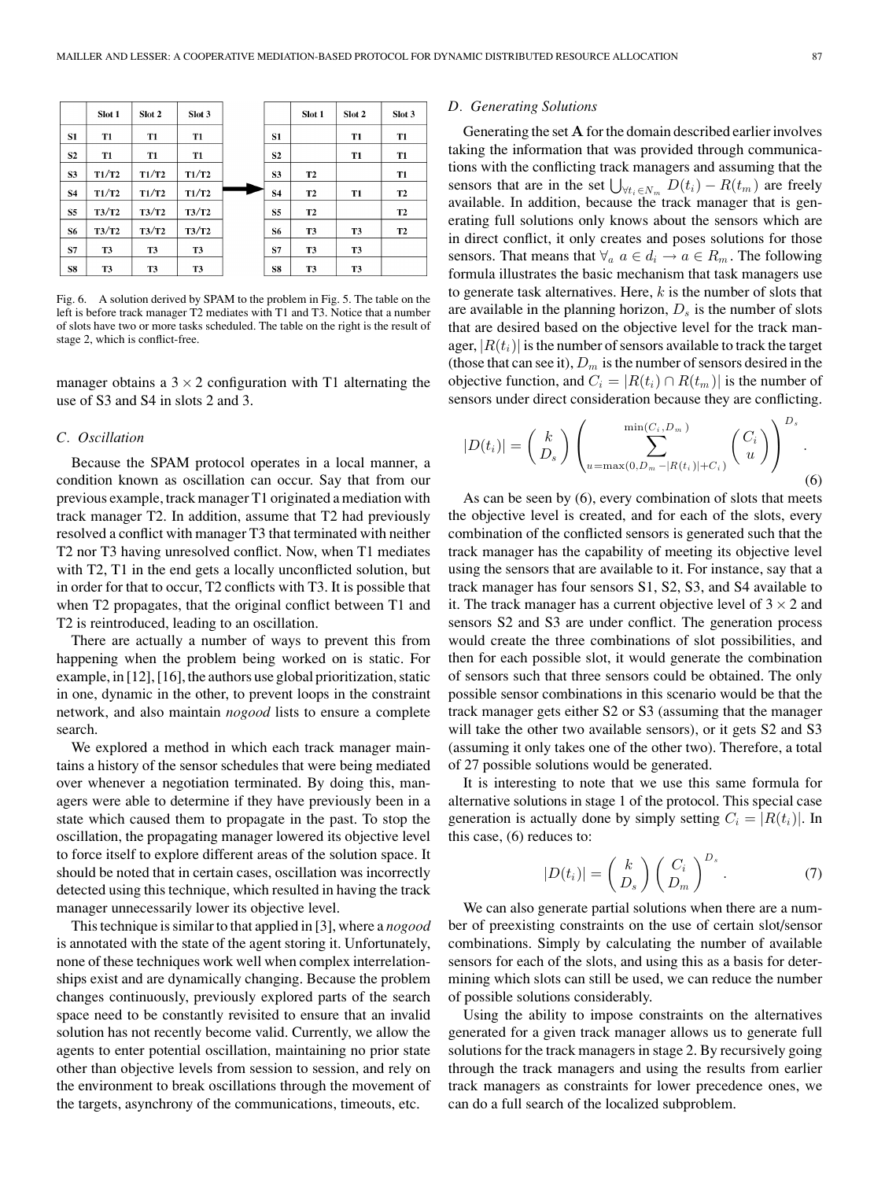|  | Slot 1 | Slot 2 | Slot 3 |
|---|---|---|---|
| S1 | T1 | T1 | T1 |
| S2 | T1 | T1 | T1 |
| S3 | T1/T2 | T1/T2 | T1/T2 |
| S4 | T1/T2 | T1/T2 | T1/T2 |
| S5 | T3/T2 | T3/T2 | T3/T2 |
| S6 | T3/T2 | T3/T2 | T3/T2 |
| S7 | T3 | T3 | T3 |
| S8 | T3 | T3 | T3 |

→

|  | Slot 1 | Slot 2 | Slot 3 |
|---|---|---|---|
| S1 |  | T1 | T1 |
| S2 |  | T1 | T1 |
| S3 | T2 |  | T1 |
| S4 | T2 | T1 | T2 |
| S5 | T2 |  | T2 |
| S6 | T3 | T3 | T2 |
| S7 | T3 | T3 |  |
| S8 | T3 | T3 |  |

Fig. 6. A solution derived by SPAM to the problem in Fig. 5. The table on the left is before track manager T2 mediates with T1 and T3. Notice that a number of slots have two or more tasks scheduled. The table on the right is the result of stage 2, which is conflict-free.

manager obtains a $3 \times 2$ configuration with T1 alternating the use of S3 and S4 in slots 2 and 3.

### C. Oscillation

Because the SPAM protocol operates in a local manner, a condition known as oscillation can occur. Say that from our previous example, track manager T1 originated a mediation with track manager T2. In addition, assume that T2 had previously resolved a conflict with manager T3 that terminated with neither T2 nor T3 having unresolved conflict. Now, when T1 mediates with T2, T1 in the end gets a locally unconflicted solution, but in order for that to occur, T2 conflicts with T3. It is possible that when T2 propagates, that the original conflict between T1 and T2 is reintroduced, leading to an oscillation.

There are actually a number of ways to prevent this from happening when the problem being worked on is static. For example, in [12], [16], the authors use global prioritization, static in one, dynamic in the other, to prevent loops in the constraint network, and also maintain *nogood* lists to ensure a complete search.

We explored a method in which each track manager maintains a history of the sensor schedules that were being mediated over whenever a negotiation terminated. By doing this, managers were able to determine if they have previously been in a state which caused them to propagate in the past. To stop the oscillation, the propagating manager lowered its objective level to force itself to explore different areas of the solution space. It should be noted that in certain cases, oscillation was incorrectly detected using this technique, which resulted in having the track manager unnecessarily lower its objective level.

This technique is similar to that applied in [3], where a *nogood* is annotated with the state of the agent storing it. Unfortunately, none of these techniques work well when complex interrelationships exist and are dynamically changing. Because the problem changes continuously, previously explored parts of the search space need to be constantly revisited to ensure that an invalid solution has not recently become valid. Currently, we allow the agents to enter potential oscillation, maintaining no prior state other than objective levels from session to session, and rely on the environment to break oscillations through the movement of the targets, asynchrony of the communications, timeouts, etc.

### D. Generating Solutions

Generating the set $\mathbf{A}$ for the domain described earlier involves taking the information that was provided through communications with the conflicting track managers and assuming that the sensors that are in the set $\bigcup_{\forall t_i \in N_m} D(t_i) - R(t_m)$ are freely available. In addition, because the track manager that is generating full solutions only knows about the sensors which are in direct conflict, it only creates and poses solutions for those sensors. That means that $\forall_a \; a \in d_i \rightarrow a \in R_m$. The following formula illustrates the basic mechanism that task managers use to generate task alternatives. Here, $k$ is the number of slots that are available in the planning horizon, $D_s$ is the number of slots that are desired based on the objective level for the track manager, $|R(t_i)|$ is the number of sensors available to track the target (those that can see it), $D_m$ is the number of sensors desired in the objective function, and $C_i = |R(t_i) \cap R(t_m)|$ is the number of sensors under direct consideration because they are conflicting.

$$|D(t_i)| = \binom{k}{D_s} \left( \sum_{u=\max(0, D_m - |R(t_i)| + C_i)}^{\min(C_i, D_m)} \binom{C_i}{u} \right)^{D_s}. \tag{6}$$

As can be seen by (6), every combination of slots that meets the objective level is created, and for each of the slots, every combination of the conflicted sensors is generated such that the track manager has the capability of meeting its objective level using the sensors that are available to it. For instance, say that a track manager has four sensors S1, S2, S3, and S4 available to it. The track manager has a current objective level of $3 \times 2$ and sensors S2 and S3 are under conflict. The generation process would create the three combinations of slot possibilities, and then for each possible slot, it would generate the combination of sensors such that three sensors could be obtained. The only possible sensor combinations in this scenario would be that the track manager gets either S2 or S3 (assuming that the manager will take the other two available sensors), or it gets S2 and S3 (assuming it only takes one of the other two). Therefore, a total of 27 possible solutions would be generated.

It is interesting to note that we use this same formula for alternative solutions in stage 1 of the protocol. This special case generation is actually done by simply setting $C_i = |R(t_i)|$. In this case, (6) reduces to:

$$|D(t_i)| = \binom{k}{D_s} \binom{C_i}{D_m}^{D_s}. \tag{7}$$

We can also generate partial solutions when there are a number of preexisting constraints on the use of certain slot/sensor combinations. Simply by calculating the number of available sensors for each of the slots, and using this as a basis for determining which slots can still be used, we can reduce the number of possible solutions considerably.

Using the ability to impose constraints on the alternatives generated for a given track manager allows us to generate full solutions for the track managers in stage 2. By recursively going through the track managers and using the results from earlier track managers as constraints for lower precedence ones, we can do a full search of the localized subproblem.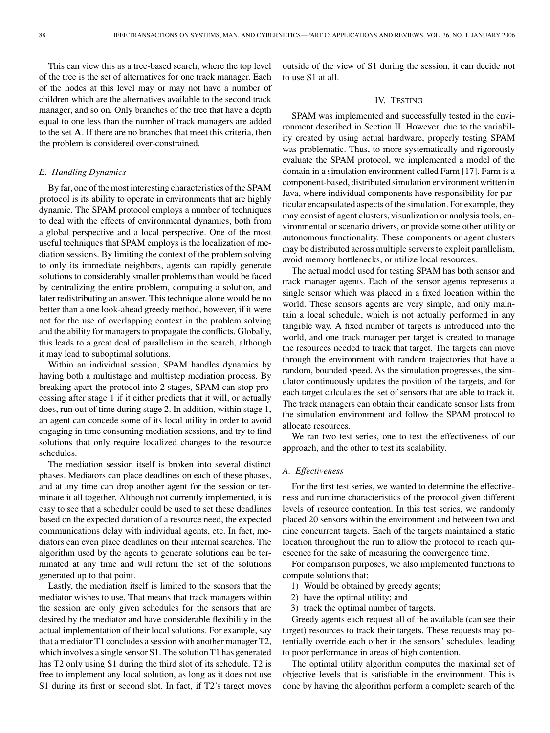This can view this as a tree-based search, where the top level of the tree is the set of alternatives for one track manager. Each of the nodes at this level may or may not have a number of children which are the alternatives available to the second track manager, and so on. Only branches of the tree that have a depth equal to one less than the number of track managers are added to the set $\mathbf{A}$. If there are no branches that meet this criteria, then the problem is considered over-constrained.

### *E. Handling Dynamics*

By far, one of the most interesting characteristics of the SPAM protocol is its ability to operate in environments that are highly dynamic. The SPAM protocol employs a number of techniques to deal with the effects of environmental dynamics, both from a global perspective and a local perspective. One of the most useful techniques that SPAM employs is the localization of mediation sessions. By limiting the context of the problem solving to only its immediate neighbors, agents can rapidly generate solutions to considerably smaller problems than would be faced by centralizing the entire problem, computing a solution, and later redistributing an answer. This technique alone would be no better than a one look-ahead greedy method, however, if it were not for the use of overlapping context in the problem solving and the ability for managers to propagate the conflicts. Globally, this leads to a great deal of parallelism in the search, although it may lead to suboptimal solutions.

Within an individual session, SPAM handles dynamics by having both a multistage and multistep mediation process. By breaking apart the protocol into 2 stages, SPAM can stop processing after stage 1 if it either predicts that it will, or actually does, run out of time during stage 2. In addition, within stage 1, an agent can concede some of its local utility in order to avoid engaging in time consuming mediation sessions, and try to find solutions that only require localized changes to the resource schedules.

The mediation session itself is broken into several distinct phases. Mediators can place deadlines on each of these phases, and at any time can drop another agent for the session or terminate it all together. Although not currently implemented, it is easy to see that a scheduler could be used to set these deadlines based on the expected duration of a resource need, the expected communications delay with individual agents, etc. In fact, mediators can even place deadlines on their internal searches. The algorithm used by the agents to generate solutions can be terminated at any time and will return the set of the solutions generated up to that point.

Lastly, the mediation itself is limited to the sensors that the mediator wishes to use. That means that track managers within the session are only given schedules for the sensors that are desired by the mediator and have considerable flexibility in the actual implementation of their local solutions. For example, say that a mediator T1 concludes a session with another manager T2, which involves a single sensor S1. The solution T1 has generated has T2 only using S1 during the third slot of its schedule. T2 is free to implement any local solution, as long as it does not use S1 during its first or second slot. In fact, if T2's target moves outside of the view of S1 during the session, it can decide not to use S1 at all.

## IV. Testing

SPAM was implemented and successfully tested in the environment described in Section II. However, due to the variability created by using actual hardware, properly testing SPAM was problematic. Thus, to more systematically and rigorously evaluate the SPAM protocol, we implemented a model of the domain in a simulation environment called Farm [17]. Farm is a component-based, distributed simulation environment written in Java, where individual components have responsibility for particular encapsulated aspects of the simulation. For example, they may consist of agent clusters, visualization or analysis tools, environmental or scenario drivers, or provide some other utility or autonomous functionality. These components or agent clusters may be distributed across multiple servers to exploit parallelism, avoid memory bottlenecks, or utilize local resources.

The actual model used for testing SPAM has both sensor and track manager agents. Each of the sensor agents represents a single sensor which was placed in a fixed location within the world. These sensors agents are very simple, and only maintain a local schedule, which is not actually performed in any tangible way. A fixed number of targets is introduced into the world, and one track manager per target is created to manage the resources needed to track that target. The targets can move through the environment with random trajectories that have a random, bounded speed. As the simulation progresses, the simulator continuously updates the position of the targets, and for each target calculates the set of sensors that are able to track it. The track managers can obtain their candidate sensor lists from the simulation environment and follow the SPAM protocol to allocate resources.

We ran two test series, one to test the effectiveness of our approach, and the other to test its scalability.

### *A. Effectiveness*

For the first test series, we wanted to determine the effectiveness and runtime characteristics of the protocol given different levels of resource contention. In this test series, we randomly placed 20 sensors within the environment and between two and nine concurrent targets. Each of the targets maintained a static location throughout the run to allow the protocol to reach quiescence for the sake of measuring the convergence time.

For comparison purposes, we also implemented functions to compute solutions that:

1) Would be obtained by greedy agents;
2) have the optimal utility; and
3) track the optimal number of targets.

Greedy agents each request all of the available (can see their target) resources to track their targets. These requests may potentially override each other in the sensors' schedules, leading to poor performance in areas of high contention.

The optimal utility algorithm computes the maximal set of objective levels that is satisfiable in the environment. This is done by having the algorithm perform a complete search of the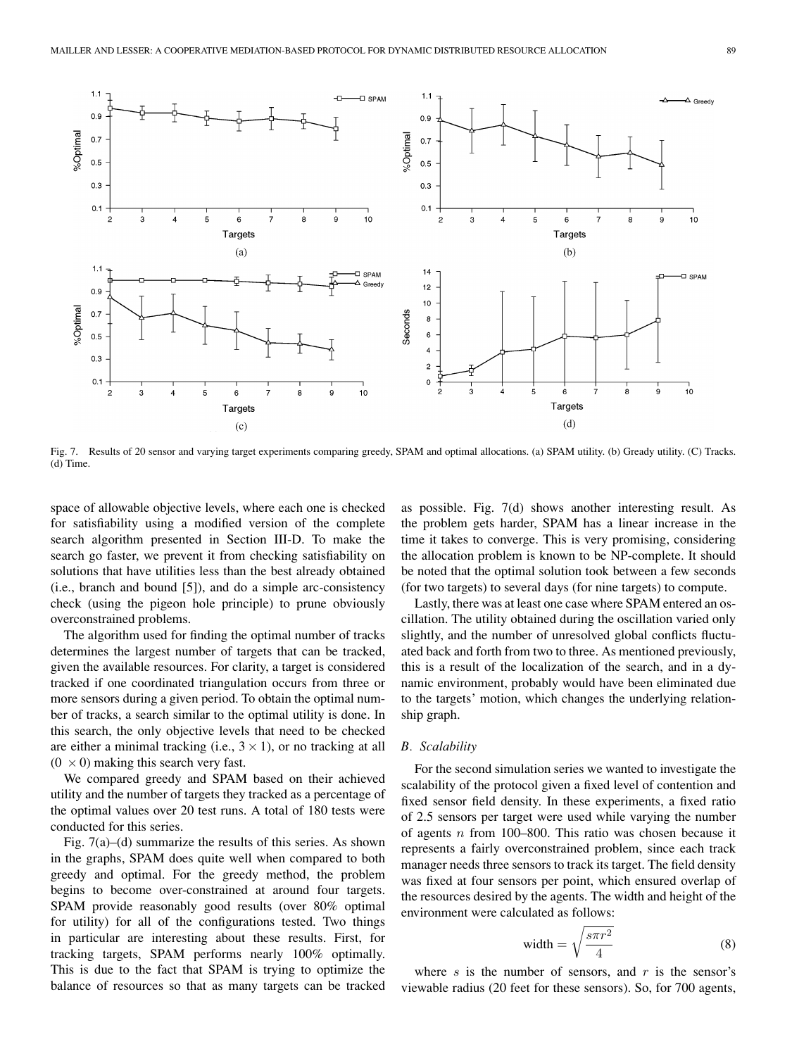Fig. 7. Results of 20 sensor and varying target experiments comparing greedy, SPAM and optimal allocations. (a) SPAM utility. (b) Gready utility. (C) Tracks. (d) Time.

space of allowable objective levels, where each one is checked for satisfiability using a modified version of the complete search algorithm presented in Section III-D. To make the search go faster, we prevent it from checking satisfiability on solutions that have utilities less than the best already obtained (i.e., branch and bound [5]), and do a simple arc-consistency check (using the pigeon hole principle) to prune obviously overconstrained problems.

The algorithm used for finding the optimal number of tracks determines the largest number of targets that can be tracked, given the available resources. For clarity, a target is considered tracked if one coordinated triangulation occurs from three or more sensors during a given period. To obtain the optimal number of tracks, a search similar to the optimal utility is done. In this search, the only objective levels that need to be checked are either a minimal tracking (i.e., $3 \times 1$), or no tracking at all $(0 \times 0)$ making this search very fast.

We compared greedy and SPAM based on their achieved utility and the number of targets they tracked as a percentage of the optimal values over 20 test runs. A total of 180 tests were conducted for this series.

Fig. 7(a)–(d) summarize the results of this series. As shown in the graphs, SPAM does quite well when compared to both greedy and optimal. For the greedy method, the problem begins to become over-constrained at around four targets. SPAM provide reasonably good results (over 80% optimal for utility) for all of the configurations tested. Two things in particular are interesting about these results. First, for tracking targets, SPAM performs nearly 100% optimally. This is due to the fact that SPAM is trying to optimize the balance of resources so that as many targets can be tracked as possible. Fig. 7(d) shows another interesting result. As the problem gets harder, SPAM has a linear increase in the time it takes to converge. This is very promising, considering the allocation problem is known to be NP-complete. It should be noted that the optimal solution took between a few seconds (for two targets) to several days (for nine targets) to compute.

Lastly, there was at least one case where SPAM entered an oscillation. The utility obtained during the oscillation varied only slightly, and the number of unresolved global conflicts fluctuated back and forth from two to three. As mentioned previously, this is a result of the localization of the search, and in a dynamic environment, probably would have been eliminated due to the targets' motion, which changes the underlying relationship graph.

### *B. Scalability*

For the second simulation series we wanted to investigate the scalability of the protocol given a fixed level of contention and fixed sensor field density. In these experiments, a fixed ratio of 2.5 sensors per target were used while varying the number of agents $n$ from 100–800. This ratio was chosen because it represents a fairly overconstrained problem, since each track manager needs three sensors to track its target. The field density was fixed at four sensors per point, which ensured overlap of the resources desired by the agents. The width and height of the environment were calculated as follows:

$$\text{width} = \sqrt{\frac{s\pi r^2}{4}} \tag{8}$$

where $s$ is the number of sensors, and $r$ is the sensor's viewable radius (20 feet for these sensors). So, for 700 agents,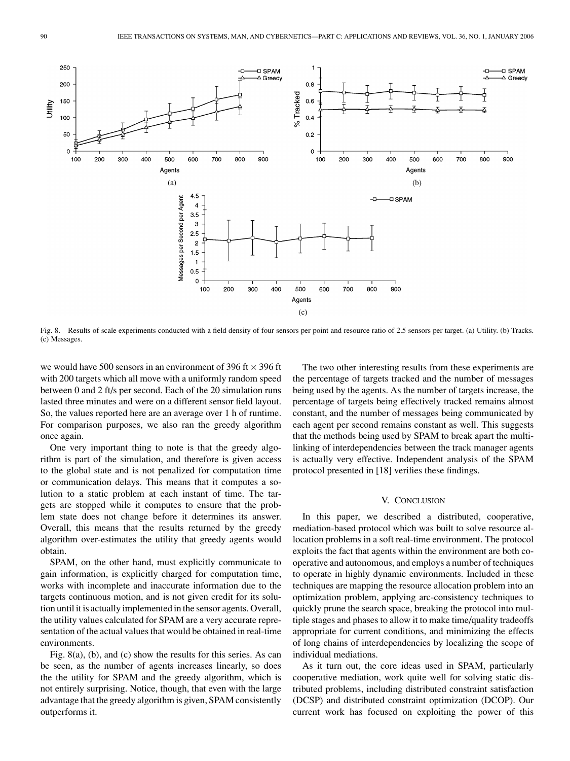Fig. 8. Results of scale experiments conducted with a field density of four sensors per point and resource ratio of 2.5 sensors per target. (a) Utility. (b) Tracks. (c) Messages.

we would have 500 sensors in an environment of 396 ft $\times$ 396 ft with 200 targets which all move with a uniformly random speed between 0 and 2 ft/s per second. Each of the 20 simulation runs lasted three minutes and were on a different sensor field layout. So, the values reported here are an average over 1 h of runtime. For comparison purposes, we also ran the greedy algorithm once again.

One very important thing to note is that the greedy algorithm is part of the simulation, and therefore is given access to the global state and is not penalized for computation time or communication delays. This means that it computes a solution to a static problem at each instant of time. The targets are stopped while it computes to ensure that the problem state does not change before it determines its answer. Overall, this means that the results returned by the greedy algorithm over-estimates the utility that greedy agents would obtain.

SPAM, on the other hand, must explicitly communicate to gain information, is explicitly charged for computation time, works with incomplete and inaccurate information due to the targets continuous motion, and is not given credit for its solution until it is actually implemented in the sensor agents. Overall, the utility values calculated for SPAM are a very accurate representation of the actual values that would be obtained in real-time environments.

Fig. 8(a), (b), and (c) show the results for this series. As can be seen, as the number of agents increases linearly, so does the the utility for SPAM and the greedy algorithm, which is not entirely surprising. Notice, though, that even with the large advantage that the greedy algorithm is given, SPAM consistently outperforms it.

The two other interesting results from these experiments are the percentage of targets tracked and the number of messages being used by the agents. As the number of targets increase, the percentage of targets being effectively tracked remains almost constant, and the number of messages being communicated by each agent per second remains constant as well. This suggests that the methods being used by SPAM to break apart the multi-linking of interdependencies between the track manager agents is actually very effective. Independent analysis of the SPAM protocol presented in [18] verifies these findings.

## V. Conclusion

In this paper, we described a distributed, cooperative, mediation-based protocol which was built to solve resource allocation problems in a soft real-time environment. The protocol exploits the fact that agents within the environment are both cooperative and autonomous, and employs a number of techniques to operate in highly dynamic environments. Included in these techniques are mapping the resource allocation problem into an optimization problem, applying arc-consistency techniques to quickly prune the search space, breaking the protocol into multiple stages and phases to allow it to make time/quality tradeoffs appropriate for current conditions, and minimizing the effects of long chains of interdependencies by localizing the scope of individual mediations.

As it turn out, the core ideas used in SPAM, particularly cooperative mediation, work quite well for solving static distributed problems, including distributed constraint satisfaction (DCSP) and distributed constraint optimization (DCOP). Our current work has focused on exploiting the power of this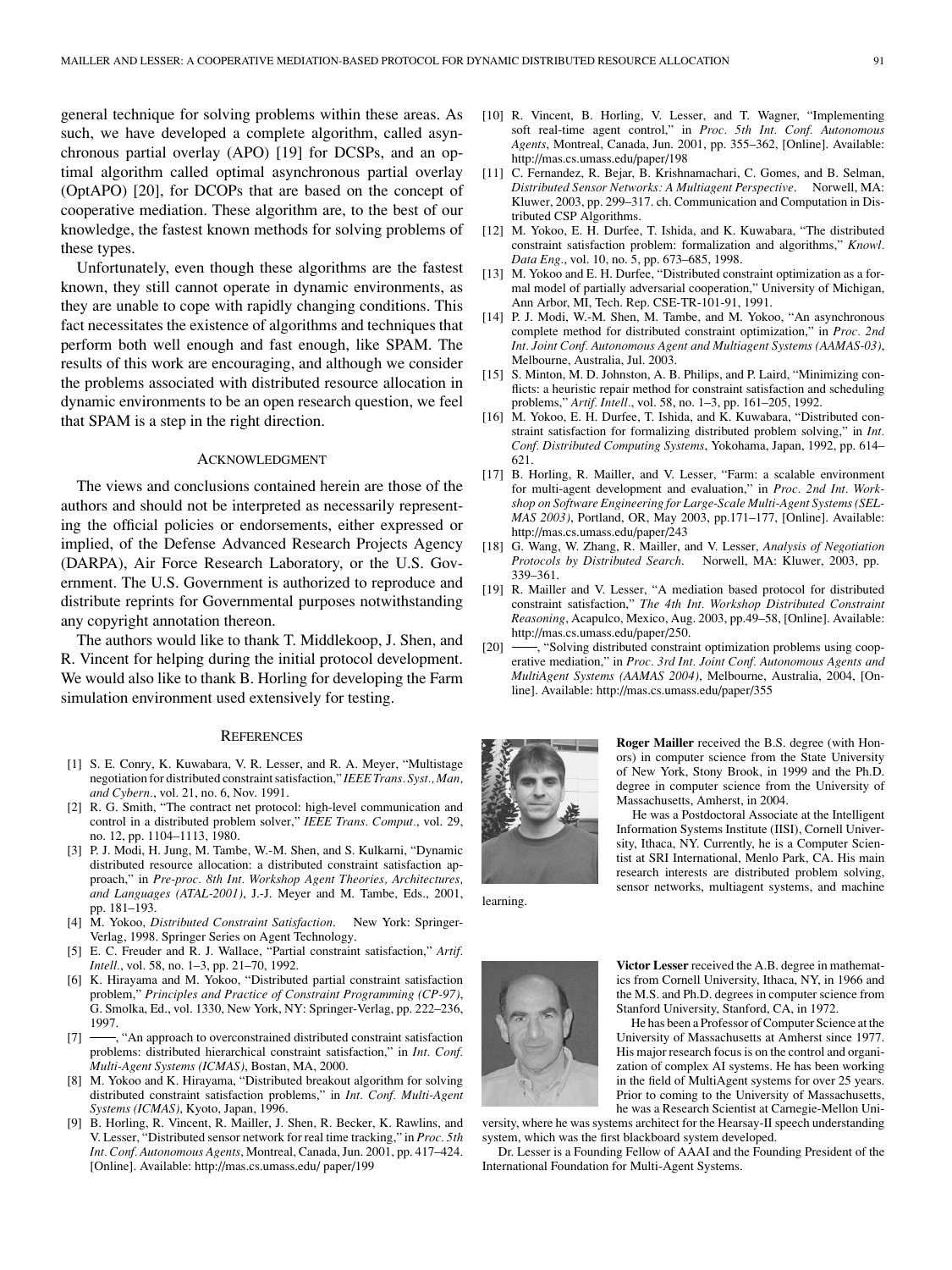general technique for solving problems within these areas. As such, we have developed a complete algorithm, called asynchronous partial overlay (APO) [19] for DCSPs, and an optimal algorithm called optimal asynchronous partial overlay (OptAPO) [20], for DCOPs that are based on the concept of cooperative mediation. These algorithm are, to the best of our knowledge, the fastest known methods for solving problems of these types.

Unfortunately, even though these algorithms are the fastest known, they still cannot operate in dynamic environments, as they are unable to cope with rapidly changing conditions. This fact necessitates the existence of algorithms and techniques that perform both well enough and fast enough, like SPAM. The results of this work are encouraging, and although we consider the problems associated with distributed resource allocation in dynamic environments to be an open research question, we feel that SPAM is a step in the right direction.

## Acknowledgment

The views and conclusions contained herein are those of the authors and should not be interpreted as necessarily representing the official policies or endorsements, either expressed or implied, of the Defense Advanced Research Projects Agency (DARPA), Air Force Research Laboratory, or the U.S. Government. The U.S. Government is authorized to reproduce and distribute reprints for Governmental purposes notwithstanding any copyright annotation thereon.

The authors would like to thank T. Middlekoop, J. Shen, and R. Vincent for helping during the initial protocol development. We would also like to thank B. Horling for developing the Farm simulation environment used extensively for testing.

## References

[1] S. E. Conry, K. Kuwabara, V. R. Lesser, and R. A. Meyer, "Multistage negotiation for distributed constraint satisfaction," *IEEE Trans. Syst., Man, and Cybern.*, vol. 21, no. 6, Nov. 1991.

[2] R. G. Smith, "The contract net protocol: high-level communication and control in a distributed problem solver," *IEEE Trans. Comput.*, vol. 29, no. 12, pp. 1104–1113, 1980.

[3] P. J. Modi, H. Jung, M. Tambe, W.-M. Shen, and S. Kulkarni, "Dynamic distributed resource allocation: a distributed constraint satisfaction approach," in *Pre-proc. 8th Int. Workshop Agent Theories, Architectures, and Languages (ATAL-2001)*, J.-J. Meyer and M. Tambe, Eds., 2001, pp. 181–193.

[4] M. Yokoo, *Distributed Constraint Satisfaction*. New York: Springer-Verlag, 1998. Springer Series on Agent Technology.

[5] E. C. Freuder and R. J. Wallace, "Partial constraint satisfaction," *Artif. Intell.*, vol. 58, no. 1–3, pp. 21–70, 1992.

[6] K. Hirayama and M. Yokoo, "Distributed partial constraint satisfaction problem," *Principles and Practice of Constraint Programming (CP-97)*, G. Smolka, Ed., vol. 1330, New York, NY: Springer-Verlag, pp. 222–236, 1997.

[7] ——, "An approach to overconstrained distributed constraint satisfaction problems: distributed hierarchical constraint satisfaction," in *Int. Conf. Multi-Agent Systems (ICMAS)*, Bostan, MA, 2000.

[8] M. Yokoo and K. Hirayama, "Distributed breakout algorithm for solving distributed constraint satisfaction problems," in *Int. Conf. Multi-Agent Systems (ICMAS)*, Kyoto, Japan, 1996.

[9] B. Horling, R. Vincent, R. Mailler, J. Shen, R. Becker, K. Rawlins, and V. Lesser, "Distributed sensor network for real time tracking," in *Proc. 5th Int. Conf. Autonomous Agents*, Montreal, Canada, Jun. 2001, pp. 417–424. [Online]. Available: http://mas.cs.umass.edu/ paper/199

[10] R. Vincent, B. Horling, V. Lesser, and T. Wagner, "Implementing soft real-time agent control," in *Proc. 5th Int. Conf. Autonomous Agents*, Montreal, Canada, Jun. 2001, pp. 355–362, [Online]. Available: http://mas.cs.umass.edu/paper/198

[11] C. Fernandez, R. Bejar, B. Krishnamachari, C. Gomes, and B. Selman, *Distributed Sensor Networks: A Multiagent Perspective*. Norwell, MA: Kluwer, 2003, pp. 299–317. ch. Communication and Computation in Distributed CSP Algorithms.

[12] M. Yokoo, E. H. Durfee, T. Ishida, and K. Kuwabara, "The distributed constraint satisfaction problem: formalization and algorithms," *Knowl. Data Eng.*, vol. 10, no. 5, pp. 673–685, 1998.

[13] M. Yokoo and E. H. Durfee, "Distributed constraint optimization as a formal model of partially adversarial cooperation," University of Michigan, Ann Arbor, MI, Tech. Rep. CSE-TR-101-91, 1991.

[14] P. J. Modi, W.-M. Shen, M. Tambe, and M. Yokoo, "An asynchronous complete method for distributed constraint optimization," in *Proc. 2nd Int. Joint Conf. Autonomous Agent and Multiagent Systems (AAMAS-03)*, Melbourne, Australia, Jul. 2003.

[15] S. Minton, M. D. Johnston, A. B. Philips, and P. Laird, "Minimizing conflicts: a heuristic repair method for constraint satisfaction and scheduling problems," *Artif. Intell.*, vol. 58, no. 1–3, pp. 161–205, 1992.

[16] M. Yokoo, E. H. Durfee, T. Ishida, and K. Kuwabara, "Distributed constraint satisfaction for formalizing distributed problem solving," in *Int. Conf. Distributed Computing Systems*, Yokohama, Japan, 1992, pp. 614–621.

[17] B. Horling, R. Mailler, and V. Lesser, "Farm: a scalable environment for multi-agent development and evaluation," in *Proc. 2nd Int. Workshop on Software Engineering for Large-Scale Multi-Agent Systems (SELMAS 2003)*, Portland, OR, May 2003, pp.171–177, [Online]. Available: http://mas.cs.umass.edu/paper/243

[18] G. Wang, W. Zhang, R. Mailler, and V. Lesser, *Analysis of Negotiation Protocols by Distributed Search*. Norwell, MA: Kluwer, 2003, pp. 339–361.

[19] R. Mailler and V. Lesser, "A mediation based protocol for distributed constraint satisfaction," *The 4th Int. Workshop Distributed Constraint Reasoning*, Acapulco, Mexico, Aug. 2003, pp.49–58, [Online]. Available: http://mas.cs.umass.edu/paper/250.

[20] ——, "Solving distributed constraint optimization problems using cooperative mediation," in *Proc. 3rd Int. Joint Conf. Autonomous Agents and MultiAgent Systems (AAMAS 2004)*, Melbourne, Australia, 2004, [Online]. Available: http://mas.cs.umass.edu/paper/355

**Roger Mailler** received the B.S. degree (with Honors) in computer science from the State University of New York, Stony Brook, in 1999 and the Ph.D. degree in computer science from the University of Massachusetts, Amherst, in 2004.

He was a Postdoctoral Associate at the Intelligent Information Systems Institute (IISI), Cornell University, Ithaca, NY. Currently, he is a Computer Scientist at SRI International, Menlo Park, CA. His main research interests are distributed problem solving, sensor networks, multiagent systems, and machine learning.

**Victor Lesser** received the A.B. degree in mathematics from Cornell University, Ithaca, NY, in 1966 and the M.S. and Ph.D. degrees in computer science from Stanford University, Stanford, CA, in 1972.

He has been a Professor of Computer Science at the University of Massachusetts at Amherst since 1977. His major research focus is on the control and organization of complex AI systems. He has been working in the field of MultiAgent systems for over 25 years. Prior to coming to the University of Massachusetts, he was a Research Scientist at Carnegie-Mellon University, where he was systems architect for the Hearsay-II speech understanding system, which was the first blackboard system developed.

Dr. Lesser is a Founding Fellow of AAAI and the Founding President of the International Foundation for Multi-Agent Systems.